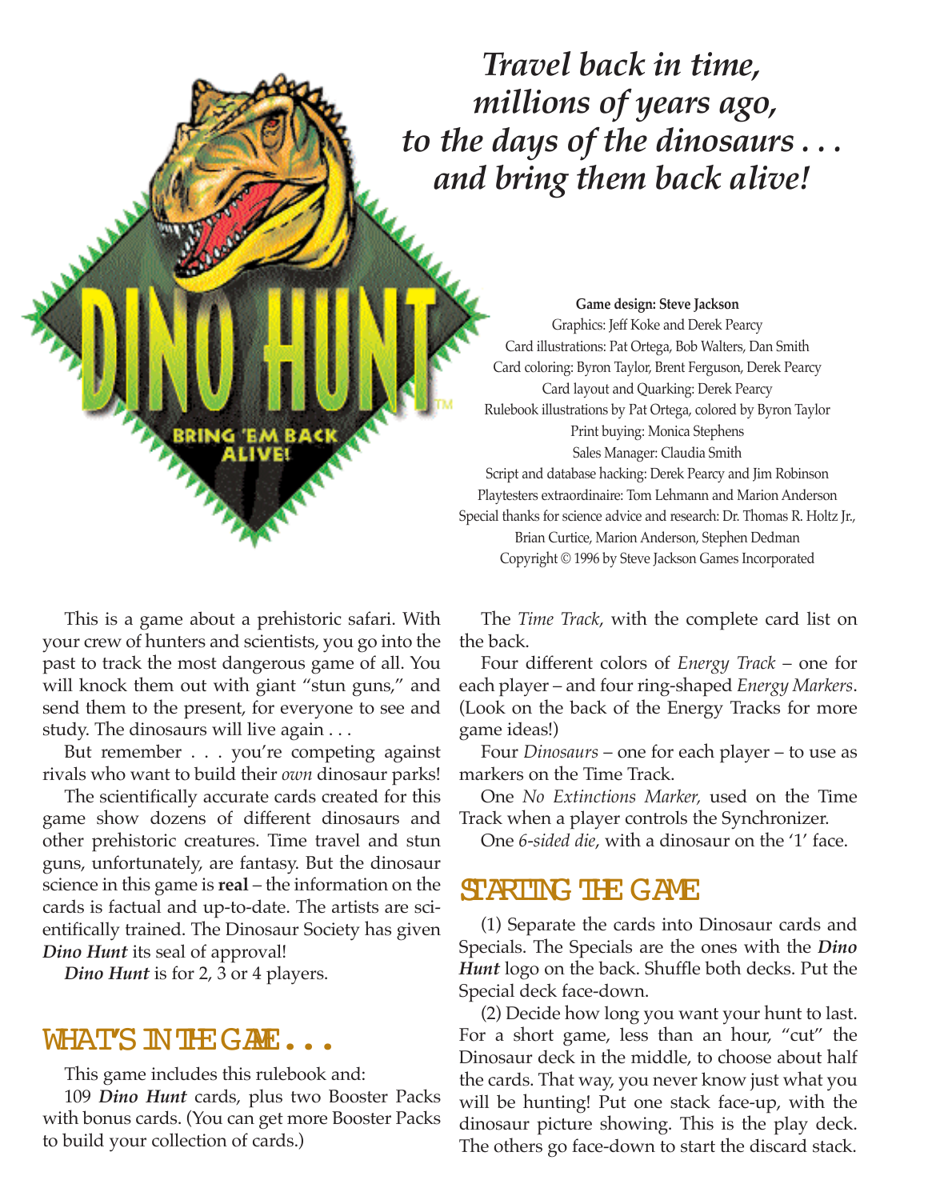# Dino Hunt

BRING 'EM BACK ALIVE!

*Travel back in time, millions of years ago, to the days of the dinosaurs . . . and bring them back alive!*

**Game design: Steve Jackson**
Graphics: Jeff Koke and Derek Pearcy
Card illustrations: Pat Ortega, Bob Walters, Dan Smith
Card coloring: Byron Taylor, Brent Ferguson, Derek Pearcy
Card layout and Quarking: Derek Pearcy
Rulebook illustrations by Pat Ortega, colored by Byron Taylor
Print buying: Monica Stephens
Sales Manager: Claudia Smith
Script and database hacking: Derek Pearcy and Jim Robinson
Playtesters extraordinaire: Tom Lehmann and Marion Anderson
Special thanks for science advice and research: Dr. Thomas R. Holtz Jr., Brian Curtice, Marion Anderson, Stephen Dedman
Copyright © 1996 by Steve Jackson Games Incorporated

This is a game about a prehistoric safari. With your crew of hunters and scientists, you go into the past to track the most dangerous game of all. You will knock them out with giant "stun guns," and send them to the present, for everyone to see and study. The dinosaurs will live again . . .

But remember . . . you're competing against rivals who want to build their *own* dinosaur parks!

The scientifically accurate cards created for this game show dozens of different dinosaurs and other prehistoric creatures. Time travel and stun guns, unfortunately, are fantasy. But the dinosaur science in this game is **real** – the information on the cards is factual and up-to-date. The artists are scientifically trained. The Dinosaur Society has given ***Dino Hunt*** its seal of approval!

***Dino Hunt*** is for 2, 3 or 4 players.

## What's in the Game . . .

This game includes this rulebook and:

109 ***Dino Hunt*** cards, plus two Booster Packs with bonus cards. (You can get more Booster Packs to build your collection of cards.)

The *Time Track*, with the complete card list on the back.

Four different colors of *Energy Track* – one for each player – and four ring-shaped *Energy Markers*. (Look on the back of the Energy Tracks for more game ideas!)

Four *Dinosaurs* – one for each player – to use as markers on the Time Track.

One *No Extinctions Marker,* used on the Time Track when a player controls the Synchronizer.

One *6-sided die*, with a dinosaur on the '1' face.

## Starting the Game

(1) Separate the cards into Dinosaur cards and Specials. The Specials are the ones with the ***Dino Hunt*** logo on the back. Shuffle both decks. Put the Special deck face-down.

(2) Decide how long you want your hunt to last. For a short game, less than an hour, "cut" the Dinosaur deck in the middle, to choose about half the cards. That way, you never know just what you will be hunting! Put one stack face-up, with the dinosaur picture showing. This is the play deck. The others go face-down to start the discard stack.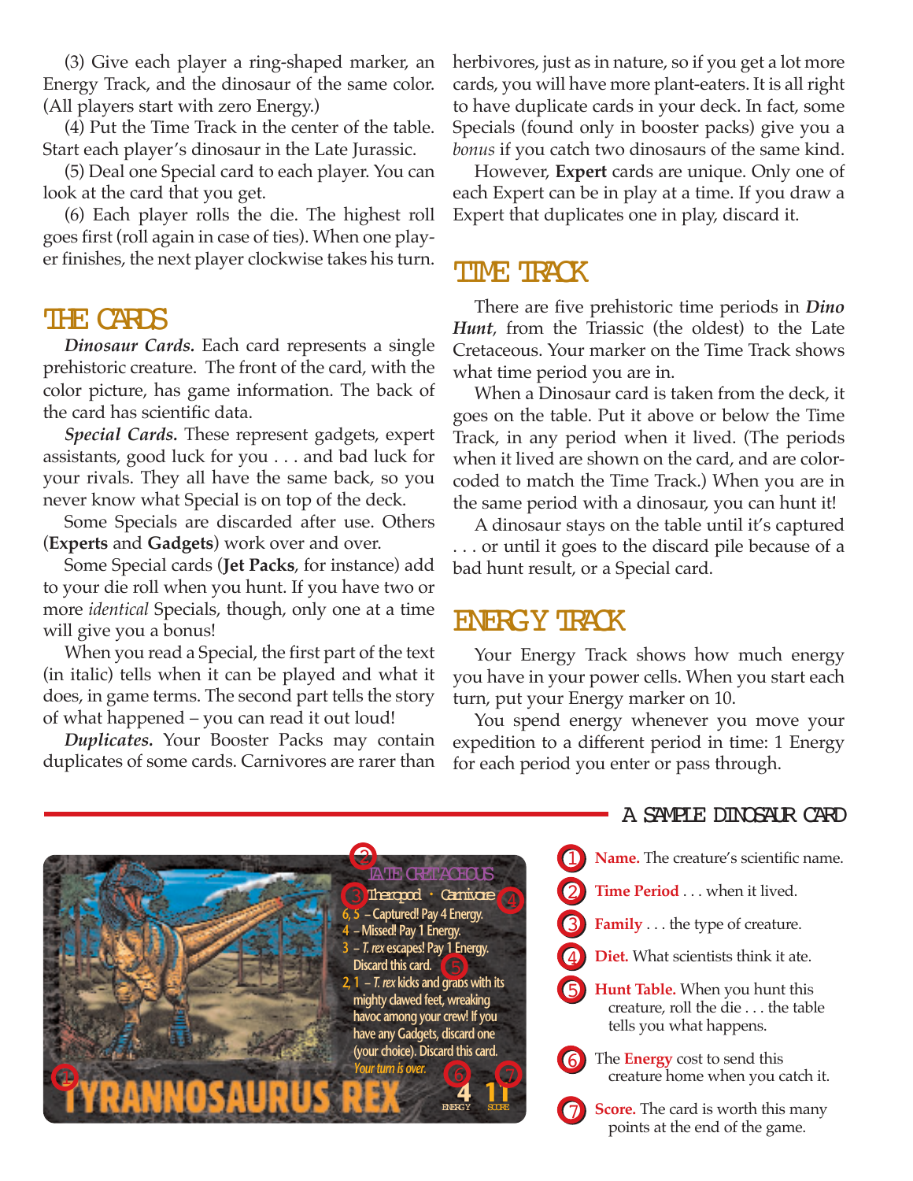(3) Give each player a ring-shaped marker, an Energy Track, and the dinosaur of the same color. (All players start with zero Energy.)

(4) Put the Time Track in the center of the table. Start each player's dinosaur in the Late Jurassic.

(5) Deal one Special card to each player. You can look at the card that you get.

(6) Each player rolls the die. The highest roll goes first (roll again in case of ties). When one player finishes, the next player clockwise takes his turn.

## THE CARDS

***Dinosaur Cards.*** Each card represents a single prehistoric creature. The front of the card, with the color picture, has game information. The back of the card has scientific data.

***Special Cards.*** These represent gadgets, expert assistants, good luck for you . . . and bad luck for your rivals. They all have the same back, so you never know what Special is on top of the deck.

Some Specials are discarded after use. Others (**Experts** and **Gadgets**) work over and over.

Some Special cards (**Jet Packs**, for instance) add to your die roll when you hunt. If you have two or more *identical* Specials, though, only one at a time will give you a bonus!

When you read a Special, the first part of the text (in italic) tells when it can be played and what it does, in game terms. The second part tells the story of what happened – you can read it out loud!

***Duplicates.*** Your Booster Packs may contain duplicates of some cards. Carnivores are rarer than herbivores, just as in nature, so if you get a lot more cards, you will have more plant-eaters. It is all right to have duplicate cards in your deck. In fact, some Specials (found only in booster packs) give you a *bonus* if you catch two dinosaurs of the same kind.

However, **Expert** cards are unique. Only one of each Expert can be in play at a time. If you draw a Expert that duplicates one in play, discard it.

## TIME TRACK

There are five prehistoric time periods in ***Dino Hunt***, from the Triassic (the oldest) to the Late Cretaceous. Your marker on the Time Track shows what time period you are in.

When a Dinosaur card is taken from the deck, it goes on the table. Put it above or below the Time Track, in any period when it lived. (The periods when it lived are shown on the card, and are color-coded to match the Time Track.) When you are in the same period with a dinosaur, you can hunt it!

A dinosaur stays on the table until it's captured . . . or until it goes to the discard pile because of a bad hunt result, or a Special card.

## ENERGY TRACK

Your Energy Track shows how much energy you have in your power cells. When you start each turn, put your Energy marker on 10.

You spend energy whenever you move your expedition to a different period in time: 1 Energy for each period you enter or pass through.

### A SAMPLE DINOSAUR CARD

LATE CRETACEOUS

Theropod · Carnivore

6, 5 – Captured! Pay 4 Energy.
4 – Missed! Pay 1 Energy.
3 – *T. rex* escapes! Pay 1 Energy. Discard this card.
2, 1 – *T. rex* kicks and grabs with its mighty clawed feet, wreaking havoc among your crew! If you have any Gadgets, discard one (your choice). Discard this card.
*Your turn is over.*

TYRANNOSAURUS REX — 4 ENERGY — 11 SCORE

1. **Name.** The creature's scientific name.
2. **Time Period** . . . when it lived.
3. **Family** . . . the type of creature.
4. **Diet.** What scientists think it ate.
5. **Hunt Table.** When you hunt this creature, roll the die . . . the table tells you what happens.
6. The **Energy** cost to send this creature home when you catch it.
7. **Score.** The card is worth this many points at the end of the game.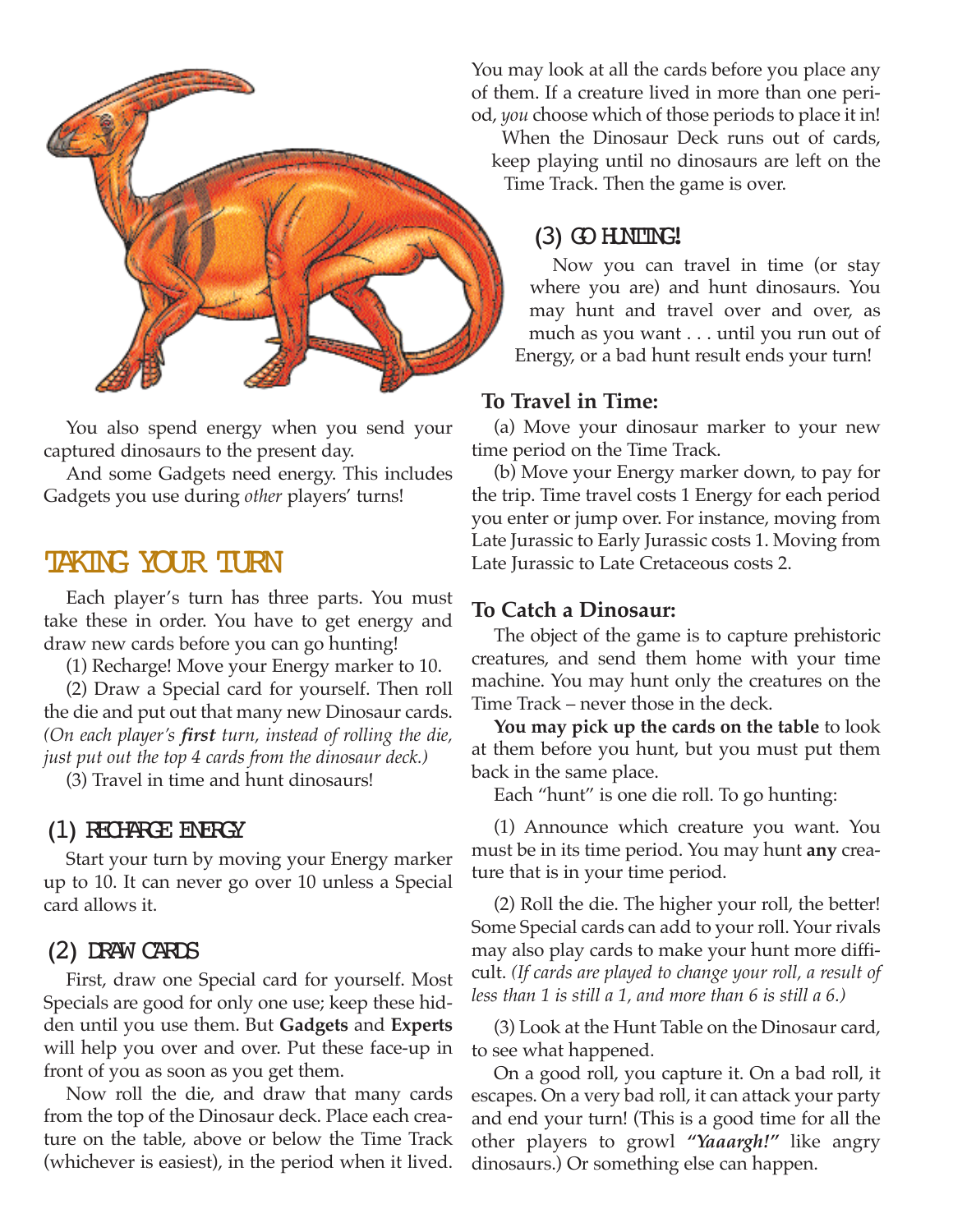You also spend energy when you send your captured dinosaurs to the present day.

And some Gadgets need energy. This includes Gadgets you use during *other* players' turns!

## TAKING YOUR TURN

Each player's turn has three parts. You must take these in order. You have to get energy and draw new cards before you can go hunting!

(1) Recharge! Move your Energy marker to 10.

(2) Draw a Special card for yourself. Then roll the die and put out that many new Dinosaur cards. *(On each player's **first** turn, instead of rolling the die, just put out the top 4 cards from the dinosaur deck.)*

(3) Travel in time and hunt dinosaurs!

### (1) RECHARGE ENERGY

Start your turn by moving your Energy marker up to 10. It can never go over 10 unless a Special card allows it.

### (2) DRAW CARDS

First, draw one Special card for yourself. Most Specials are good for only one use; keep these hidden until you use them. But **Gadgets** and **Experts** will help you over and over. Put these face-up in front of you as soon as you get them.

Now roll the die, and draw that many cards from the top of the Dinosaur deck. Place each creature on the table, above or below the Time Track (whichever is easiest), in the period when it lived. You may look at all the cards before you place any of them. If a creature lived in more than one period, *you* choose which of those periods to place it in!

When the Dinosaur Deck runs out of cards, keep playing until no dinosaurs are left on the Time Track. Then the game is over.

### (3) GO HUNTING!

Now you can travel in time (or stay where you are) and hunt dinosaurs. You may hunt and travel over and over, as much as you want . . . until you run out of Energy, or a bad hunt result ends your turn!

#### To Travel in Time:

(a) Move your dinosaur marker to your new time period on the Time Track.

(b) Move your Energy marker down, to pay for the trip. Time travel costs 1 Energy for each period you enter or jump over. For instance, moving from Late Jurassic to Early Jurassic costs 1. Moving from Late Jurassic to Late Cretaceous costs 2.

#### To Catch a Dinosaur:

The object of the game is to capture prehistoric creatures, and send them home with your time machine. You may hunt only the creatures on the Time Track – never those in the deck.

**You may pick up the cards on the table** to look at them before you hunt, but you must put them back in the same place.

Each "hunt" is one die roll. To go hunting:

(1) Announce which creature you want. You must be in its time period. You may hunt **any** creature that is in your time period.

(2) Roll the die. The higher your roll, the better! Some Special cards can add to your roll. Your rivals may also play cards to make your hunt more difficult. *(If cards are played to change your roll, a result of less than 1 is still a 1, and more than 6 is still a 6.)*

(3) Look at the Hunt Table on the Dinosaur card, to see what happened.

On a good roll, you capture it. On a bad roll, it escapes. On a very bad roll, it can attack your party and end your turn! (This is a good time for all the other players to growl ***"Yaaargh!"*** like angry dinosaurs.) Or something else can happen.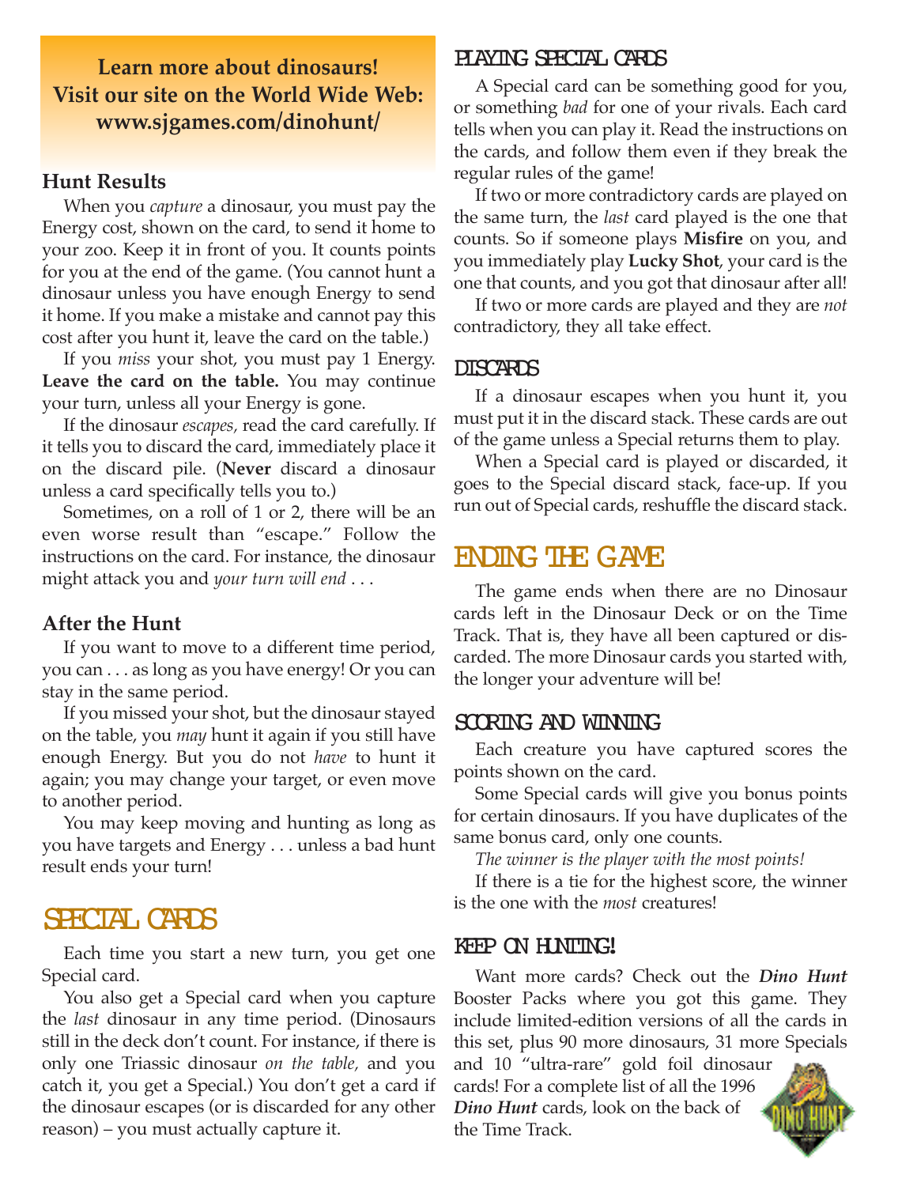**Learn more about dinosaurs!**
**Visit our site on the World Wide Web:**
**www.sjgames.com/dinohunt/**

### Hunt Results

When you *capture* a dinosaur, you must pay the Energy cost, shown on the card, to send it home to your zoo. Keep it in front of you. It counts points for you at the end of the game. (You cannot hunt a dinosaur unless you have enough Energy to send it home. If you make a mistake and cannot pay this cost after you hunt it, leave the card on the table.)

If you *miss* your shot, you must pay 1 Energy. **Leave the card on the table.** You may continue your turn, unless all your Energy is gone.

If the dinosaur *escapes*, read the card carefully. If it tells you to discard the card, immediately place it on the discard pile. (**Never** discard a dinosaur unless a card specifically tells you to.)

Sometimes, on a roll of 1 or 2, there will be an even worse result than "escape." Follow the instructions on the card. For instance, the dinosaur might attack you and *your turn will end* . . .

### After the Hunt

If you want to move to a different time period, you can . . . as long as you have energy! Or you can stay in the same period.

If you missed your shot, but the dinosaur stayed on the table, you *may* hunt it again if you still have enough Energy. But you do not *have* to hunt it again; you may change your target, or even move to another period.

You may keep moving and hunting as long as you have targets and Energy . . . unless a bad hunt result ends your turn!

## SPECIAL CARDS

Each time you start a new turn, you get one Special card.

You also get a Special card when you capture the *last* dinosaur in any time period. (Dinosaurs still in the deck don't count. For instance, if there is only one Triassic dinosaur *on the table*, and you catch it, you get a Special.) You don't get a card if the dinosaur escapes (or is discarded for any other reason) – you must actually capture it.

### PLAYING SPECIAL CARDS

A Special card can be something good for you, or something *bad* for one of your rivals. Each card tells when you can play it. Read the instructions on the cards, and follow them even if they break the regular rules of the game!

If two or more contradictory cards are played on the same turn, the *last* card played is the one that counts. So if someone plays **Misfire** on you, and you immediately play **Lucky Shot**, your card is the one that counts, and you got that dinosaur after all!

If two or more cards are played and they are *not* contradictory, they all take effect.

### DISCARDS

If a dinosaur escapes when you hunt it, you must put it in the discard stack. These cards are out of the game unless a Special returns them to play.

When a Special card is played or discarded, it goes to the Special discard stack, face-up. If you run out of Special cards, reshuffle the discard stack.

## ENDING THE GAME

The game ends when there are no Dinosaur cards left in the Dinosaur Deck or on the Time Track. That is, they have all been captured or discarded. The more Dinosaur cards you started with, the longer your adventure will be!

### SCORING AND WINNING

Each creature you have captured scores the points shown on the card.

Some Special cards will give you bonus points for certain dinosaurs. If you have duplicates of the same bonus card, only one counts.

*The winner is the player with the most points!*

If there is a tie for the highest score, the winner is the one with the *most* creatures!

### KEEP ON HUNTING!

Want more cards? Check out the ***Dino Hunt*** Booster Packs where you got this game. They include limited-edition versions of all the cards in this set, plus 90 more dinosaurs, 31 more Specials and 10 "ultra-rare" gold foil dinosaur cards! For a complete list of all the 1996 ***Dino Hunt*** cards, look on the back of the Time Track.